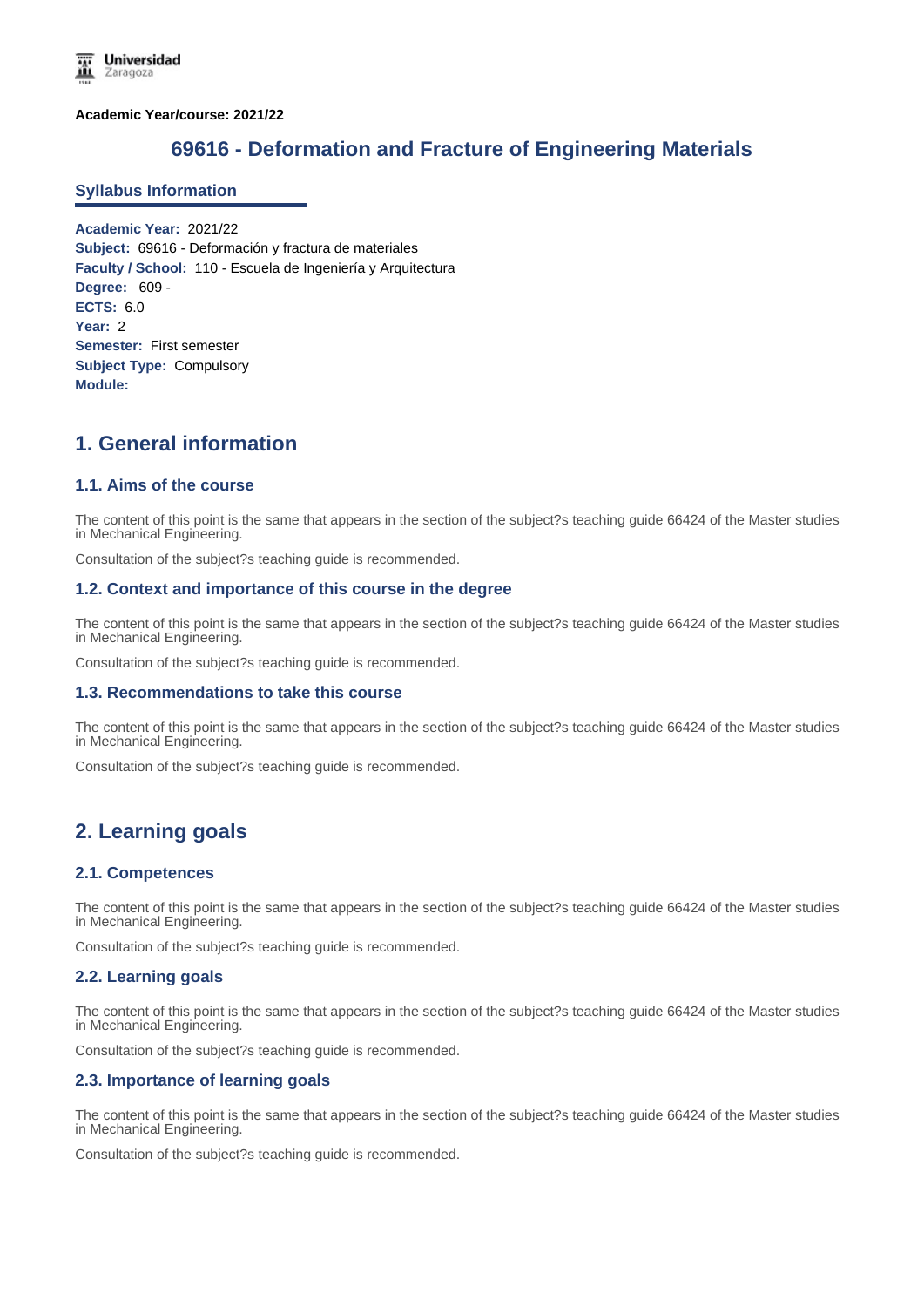**Academic Year/course: 2021/22**

# 69616 - Deformation and Fracture of Engineering Materials

## Syllabus Information

**Academic Year:** 2021/22
**Subject:** 69616 - Deformación y fractura de materiales
**Faculty / School:** 110 - Escuela de Ingeniería y Arquitectura
**Degree:** 609 -
**ECTS:** 6.0
**Year:** 2
**Semester:** First semester
**Subject Type:** Compulsory
**Module:**

## 1. General information

### 1.1. Aims of the course

The content of this point is the same that appears in the section of the subject?s teaching guide 66424 of the Master studies in Mechanical Engineering.

Consultation of the subject?s teaching guide is recommended.

### 1.2. Context and importance of this course in the degree

The content of this point is the same that appears in the section of the subject?s teaching guide 66424 of the Master studies in Mechanical Engineering.

Consultation of the subject?s teaching guide is recommended.

### 1.3. Recommendations to take this course

The content of this point is the same that appears in the section of the subject?s teaching guide 66424 of the Master studies in Mechanical Engineering.

Consultation of the subject?s teaching guide is recommended.

## 2. Learning goals

### 2.1. Competences

The content of this point is the same that appears in the section of the subject?s teaching guide 66424 of the Master studies in Mechanical Engineering.

Consultation of the subject?s teaching guide is recommended.

### 2.2. Learning goals

The content of this point is the same that appears in the section of the subject?s teaching guide 66424 of the Master studies in Mechanical Engineering.

Consultation of the subject?s teaching guide is recommended.

### 2.3. Importance of learning goals

The content of this point is the same that appears in the section of the subject?s teaching guide 66424 of the Master studies in Mechanical Engineering.

Consultation of the subject?s teaching guide is recommended.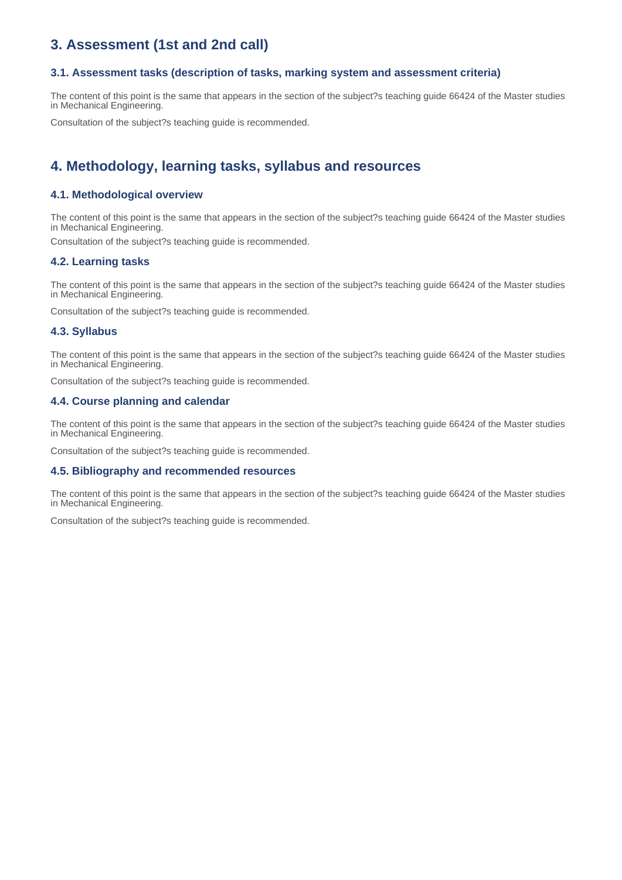## 3. Assessment (1st and 2nd call)

### 3.1. Assessment tasks (description of tasks, marking system and assessment criteria)

The content of this point is the same that appears in the section of the subject?s teaching guide 66424 of the Master studies in Mechanical Engineering.

Consultation of the subject?s teaching guide is recommended.

## 4. Methodology, learning tasks, syllabus and resources

### 4.1. Methodological overview

The content of this point is the same that appears in the section of the subject?s teaching guide 66424 of the Master studies in Mechanical Engineering.

Consultation of the subject?s teaching guide is recommended.

### 4.2. Learning tasks

The content of this point is the same that appears in the section of the subject?s teaching guide 66424 of the Master studies in Mechanical Engineering.

Consultation of the subject?s teaching guide is recommended.

### 4.3. Syllabus

The content of this point is the same that appears in the section of the subject?s teaching guide 66424 of the Master studies in Mechanical Engineering.

Consultation of the subject?s teaching guide is recommended.

### 4.4. Course planning and calendar

The content of this point is the same that appears in the section of the subject?s teaching guide 66424 of the Master studies in Mechanical Engineering.

Consultation of the subject?s teaching guide is recommended.

### 4.5. Bibliography and recommended resources

The content of this point is the same that appears in the section of the subject?s teaching guide 66424 of the Master studies in Mechanical Engineering.

Consultation of the subject?s teaching guide is recommended.